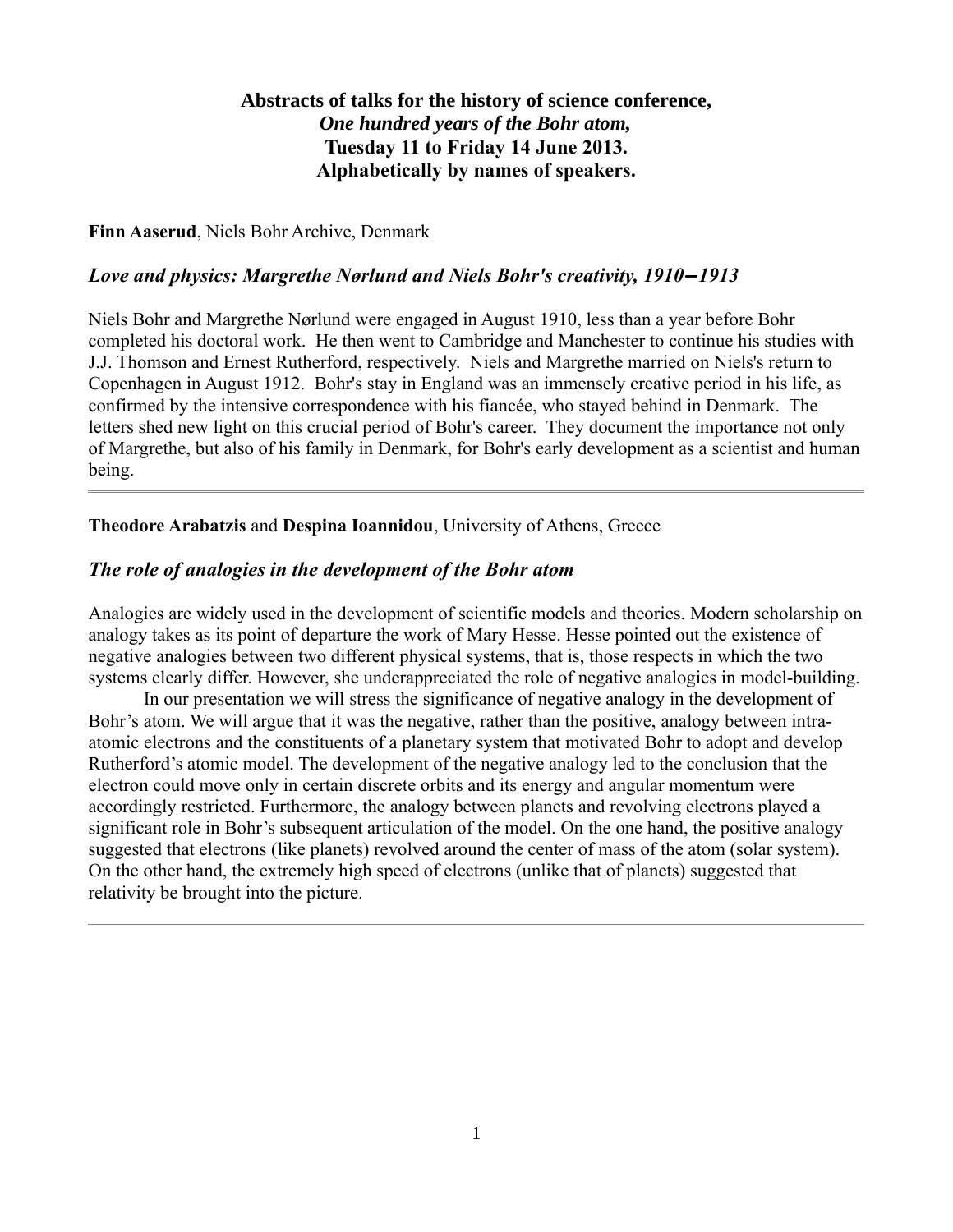# Abstracts of talks for the history of science conference, *One hundred years of the Bohr atom,* Tuesday 11 to Friday 14 June 2013. Alphabetically by names of speakers.

**Finn Aaserud**, Niels Bohr Archive, Denmark

## *Love and physics: Margrethe Nørlund and Niels Bohr's creativity, 1910‒1913*

Niels Bohr and Margrethe Nørlund were engaged in August 1910, less than a year before Bohr completed his doctoral work. He then went to Cambridge and Manchester to continue his studies with J.J. Thomson and Ernest Rutherford, respectively. Niels and Margrethe married on Niels's return to Copenhagen in August 1912. Bohr's stay in England was an immensely creative period in his life, as confirmed by the intensive correspondence with his fiancée, who stayed behind in Denmark. The letters shed new light on this crucial period of Bohr's career. They document the importance not only of Margrethe, but also of his family in Denmark, for Bohr's early development as a scientist and human being.

---

**Theodore Arabatzis** and **Despina Ioannidou**, University of Athens, Greece

## *The role of analogies in the development of the Bohr atom*

Analogies are widely used in the development of scientific models and theories. Modern scholarship on analogy takes as its point of departure the work of Mary Hesse. Hesse pointed out the existence of negative analogies between two different physical systems, that is, those respects in which the two systems clearly differ. However, she underappreciated the role of negative analogies in model-building.

In our presentation we will stress the significance of negative analogy in the development of Bohr's atom. We will argue that it was the negative, rather than the positive, analogy between intra-atomic electrons and the constituents of a planetary system that motivated Bohr to adopt and develop Rutherford's atomic model. The development of the negative analogy led to the conclusion that the electron could move only in certain discrete orbits and its energy and angular momentum were accordingly restricted. Furthermore, the analogy between planets and revolving electrons played a significant role in Bohr's subsequent articulation of the model. On the one hand, the positive analogy suggested that electrons (like planets) revolved around the center of mass of the atom (solar system). On the other hand, the extremely high speed of electrons (unlike that of planets) suggested that relativity be brought into the picture.

---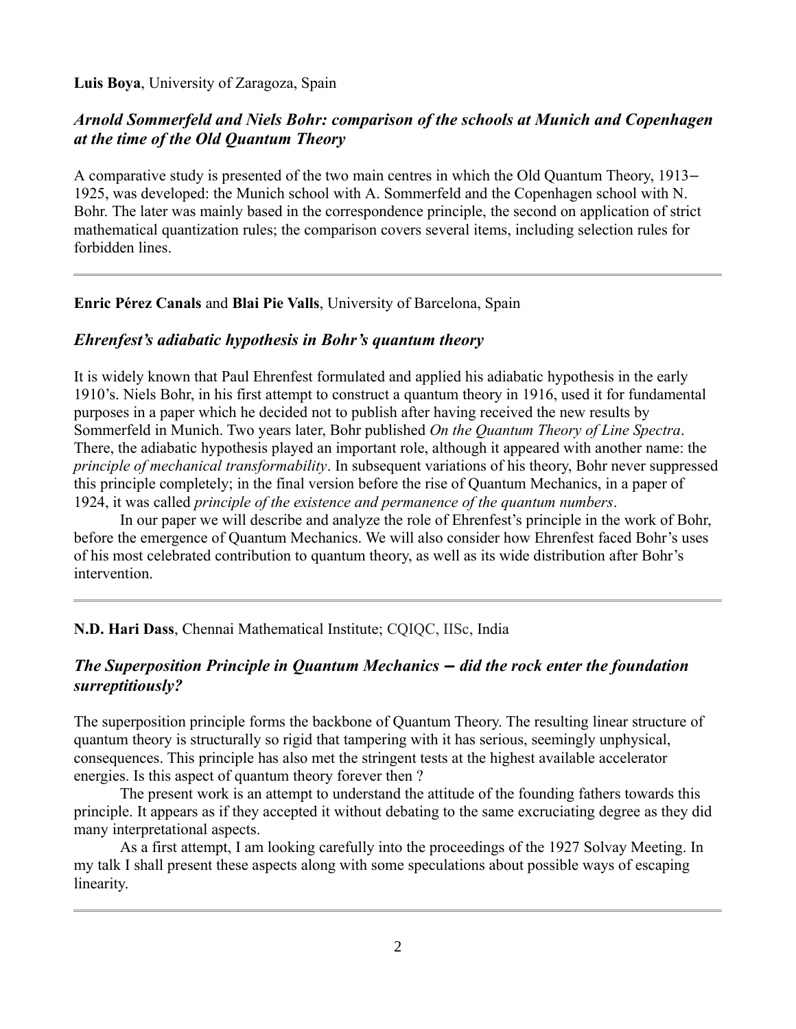**Luis Boya**, University of Zaragoza, Spain

### *Arnold Sommerfeld and Niels Bohr: comparison of the schools at Munich and Copenhagen at the time of the Old Quantum Theory*

A comparative study is presented of the two main centres in which the Old Quantum Theory, 1913–1925, was developed: the Munich school with A. Sommerfeld and the Copenhagen school with N. Bohr. The later was mainly based in the correspondence principle, the second on application of strict mathematical quantization rules; the comparison covers several items, including selection rules for forbidden lines.

---

**Enric Pérez Canals** and **Blai Pie Valls**, University of Barcelona, Spain

### *Ehrenfest's adiabatic hypothesis in Bohr's quantum theory*

It is widely known that Paul Ehrenfest formulated and applied his adiabatic hypothesis in the early 1910's. Niels Bohr, in his first attempt to construct a quantum theory in 1916, used it for fundamental purposes in a paper which he decided not to publish after having received the new results by Sommerfeld in Munich. Two years later, Bohr published *On the Quantum Theory of Line Spectra*. There, the adiabatic hypothesis played an important role, although it appeared with another name: the *principle of mechanical transformability*. In subsequent variations of his theory, Bohr never suppressed this principle completely; in the final version before the rise of Quantum Mechanics, in a paper of 1924, it was called *principle of the existence and permanence of the quantum numbers*.

In our paper we will describe and analyze the role of Ehrenfest's principle in the work of Bohr, before the emergence of Quantum Mechanics. We will also consider how Ehrenfest faced Bohr's uses of his most celebrated contribution to quantum theory, as well as its wide distribution after Bohr's intervention.

---

**N.D. Hari Dass**, Chennai Mathematical Institute; CQIQC, IISc, India

### *The Superposition Principle in Quantum Mechanics – did the rock enter the foundation surreptitiously?*

The superposition principle forms the backbone of Quantum Theory. The resulting linear structure of quantum theory is structurally so rigid that tampering with it has serious, seemingly unphysical, consequences. This principle has also met the stringent tests at the highest available accelerator energies. Is this aspect of quantum theory forever then ?

The present work is an attempt to understand the attitude of the founding fathers towards this principle. It appears as if they accepted it without debating to the same excruciating degree as they did many interpretational aspects.

As a first attempt, I am looking carefully into the proceedings of the 1927 Solvay Meeting. In my talk I shall present these aspects along with some speculations about possible ways of escaping linearity.

---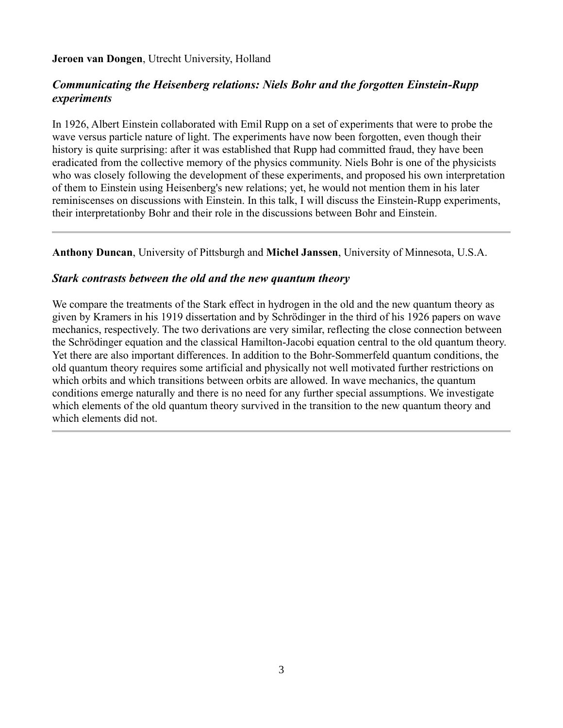**Jeroen van Dongen**, Utrecht University, Holland

### *Communicating the Heisenberg relations: Niels Bohr and the forgotten Einstein-Rupp experiments*

In 1926, Albert Einstein collaborated with Emil Rupp on a set of experiments that were to probe the wave versus particle nature of light. The experiments have now been forgotten, even though their history is quite surprising: after it was established that Rupp had committed fraud, they have been eradicated from the collective memory of the physics community. Niels Bohr is one of the physicists who was closely following the development of these experiments, and proposed his own interpretation of them to Einstein using Heisenberg's new relations; yet, he would not mention them in his later reminiscenses on discussions with Einstein. In this talk, I will discuss the Einstein-Rupp experiments, their interpretationby Bohr and their role in the discussions between Bohr and Einstein.

---

**Anthony Duncan**, University of Pittsburgh and **Michel Janssen**, University of Minnesota, U.S.A.

### *Stark contrasts between the old and the new quantum theory*

We compare the treatments of the Stark effect in hydrogen in the old and the new quantum theory as given by Kramers in his 1919 dissertation and by Schrödinger in the third of his 1926 papers on wave mechanics, respectively. The two derivations are very similar, reflecting the close connection between the Schrödinger equation and the classical Hamilton-Jacobi equation central to the old quantum theory. Yet there are also important differences. In addition to the Bohr-Sommerfeld quantum conditions, the old quantum theory requires some artificial and physically not well motivated further restrictions on which orbits and which transitions between orbits are allowed. In wave mechanics, the quantum conditions emerge naturally and there is no need for any further special assumptions. We investigate which elements of the old quantum theory survived in the transition to the new quantum theory and which elements did not.

---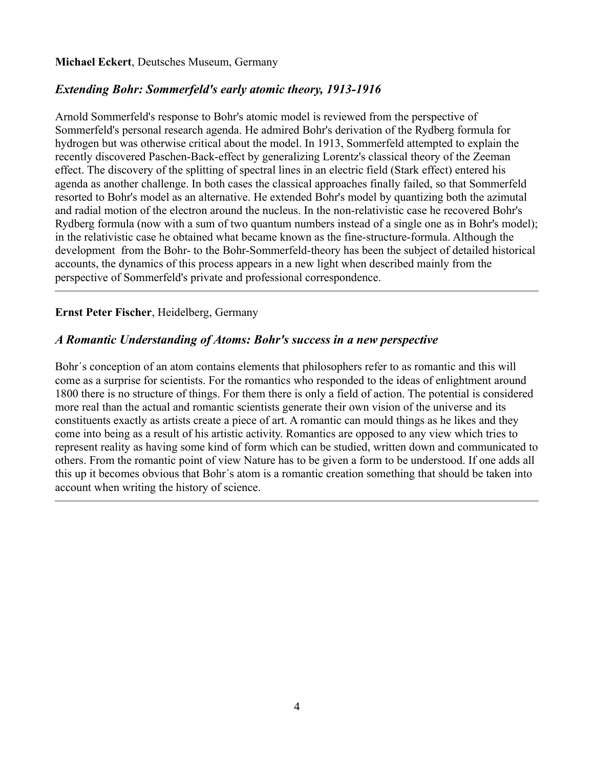**Michael Eckert**, Deutsches Museum, Germany

### *Extending Bohr: Sommerfeld's early atomic theory, 1913-1916*

Arnold Sommerfeld's response to Bohr's atomic model is reviewed from the perspective of Sommerfeld's personal research agenda. He admired Bohr's derivation of the Rydberg formula for hydrogen but was otherwise critical about the model. In 1913, Sommerfeld attempted to explain the recently discovered Paschen-Back-effect by generalizing Lorentz's classical theory of the Zeeman effect. The discovery of the splitting of spectral lines in an electric field (Stark effect) entered his agenda as another challenge. In both cases the classical approaches finally failed, so that Sommerfeld resorted to Bohr's model as an alternative. He extended Bohr's model by quantizing both the azimutal and radial motion of the electron around the nucleus. In the non-relativistic case he recovered Bohr's Rydberg formula (now with a sum of two quantum numbers instead of a single one as in Bohr's model); in the relativistic case he obtained what became known as the fine-structure-formula. Although the development from the Bohr- to the Bohr-Sommerfeld-theory has been the subject of detailed historical accounts, the dynamics of this process appears in a new light when described mainly from the perspective of Sommerfeld's private and professional correspondence.

---

**Ernst Peter Fischer**, Heidelberg, Germany

### *A Romantic Understanding of Atoms: Bohr's success in a new perspective*

Bohr´s conception of an atom contains elements that philosophers refer to as romantic and this will come as a surprise for scientists. For the romantics who responded to the ideas of enlightment around 1800 there is no structure of things. For them there is only a field of action. The potential is considered more real than the actual and romantic scientists generate their own vision of the universe and its constituents exactly as artists create a piece of art. A romantic can mould things as he likes and they come into being as a result of his artistic activity. Romantics are opposed to any view which tries to represent reality as having some kind of form which can be studied, written down and communicated to others. From the romantic point of view Nature has to be given a form to be understood. If one adds all this up it becomes obvious that Bohr´s atom is a romantic creation something that should be taken into account when writing the history of science.

---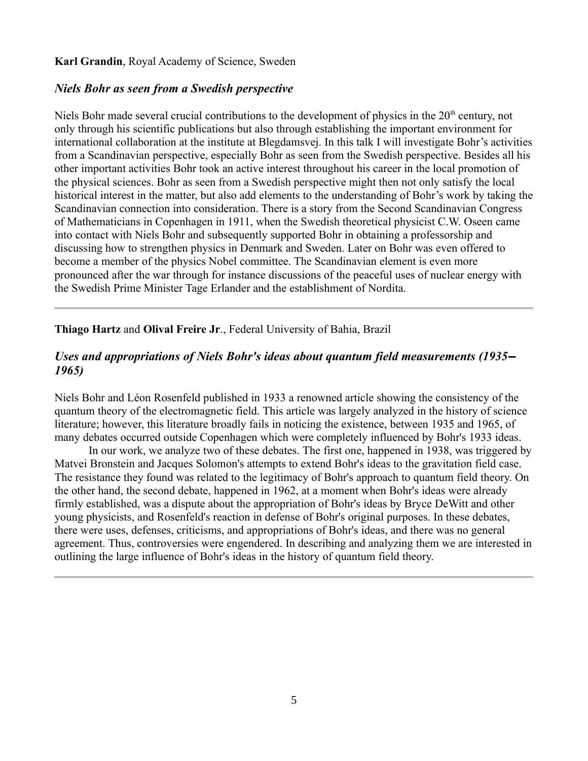**Karl Grandin**, Royal Academy of Science, Sweden

### *Niels Bohr as seen from a Swedish perspective*

Niels Bohr made several crucial contributions to the development of physics in the 20th century, not only through his scientific publications but also through establishing the important environment for international collaboration at the institute at Blegdamsvej. In this talk I will investigate Bohr's activities from a Scandinavian perspective, especially Bohr as seen from the Swedish perspective. Besides all his other important activities Bohr took an active interest throughout his career in the local promotion of the physical sciences. Bohr as seen from a Swedish perspective might then not only satisfy the local historical interest in the matter, but also add elements to the understanding of Bohr's work by taking the Scandinavian connection into consideration. There is a story from the Second Scandinavian Congress of Mathematicians in Copenhagen in 1911, when the Swedish theoretical physicist C.W. Oseen came into contact with Niels Bohr and subsequently supported Bohr in obtaining a professorship and discussing how to strengthen physics in Denmark and Sweden. Later on Bohr was even offered to become a member of the physics Nobel committee. The Scandinavian element is even more pronounced after the war through for instance discussions of the peaceful uses of nuclear energy with the Swedish Prime Minister Tage Erlander and the establishment of Nordita.

---

**Thiago Hartz** and **Olival Freire Jr**., Federal University of Bahia, Brazil

### *Uses and appropriations of Niels Bohr's ideas about quantum field measurements (1935–1965)*

Niels Bohr and Léon Rosenfeld published in 1933 a renowned article showing the consistency of the quantum theory of the electromagnetic field. This article was largely analyzed in the history of science literature; however, this literature broadly fails in noticing the existence, between 1935 and 1965, of many debates occurred outside Copenhagen which were completely influenced by Bohr's 1933 ideas.

In our work, we analyze two of these debates. The first one, happened in 1938, was triggered by Matvei Bronstein and Jacques Solomon's attempts to extend Bohr's ideas to the gravitation field case. The resistance they found was related to the legitimacy of Bohr's approach to quantum field theory. On the other hand, the second debate, happened in 1962, at a moment when Bohr's ideas were already firmly established, was a dispute about the appropriation of Bohr's ideas by Bryce DeWitt and other young physicists, and Rosenfeld's reaction in defense of Bohr's original purposes. In these debates, there were uses, defenses, criticisms, and appropriations of Bohr's ideas, and there was no general agreement. Thus, controversies were engendered. In describing and analyzing them we are interested in outlining the large influence of Bohr's ideas in the history of quantum field theory.

---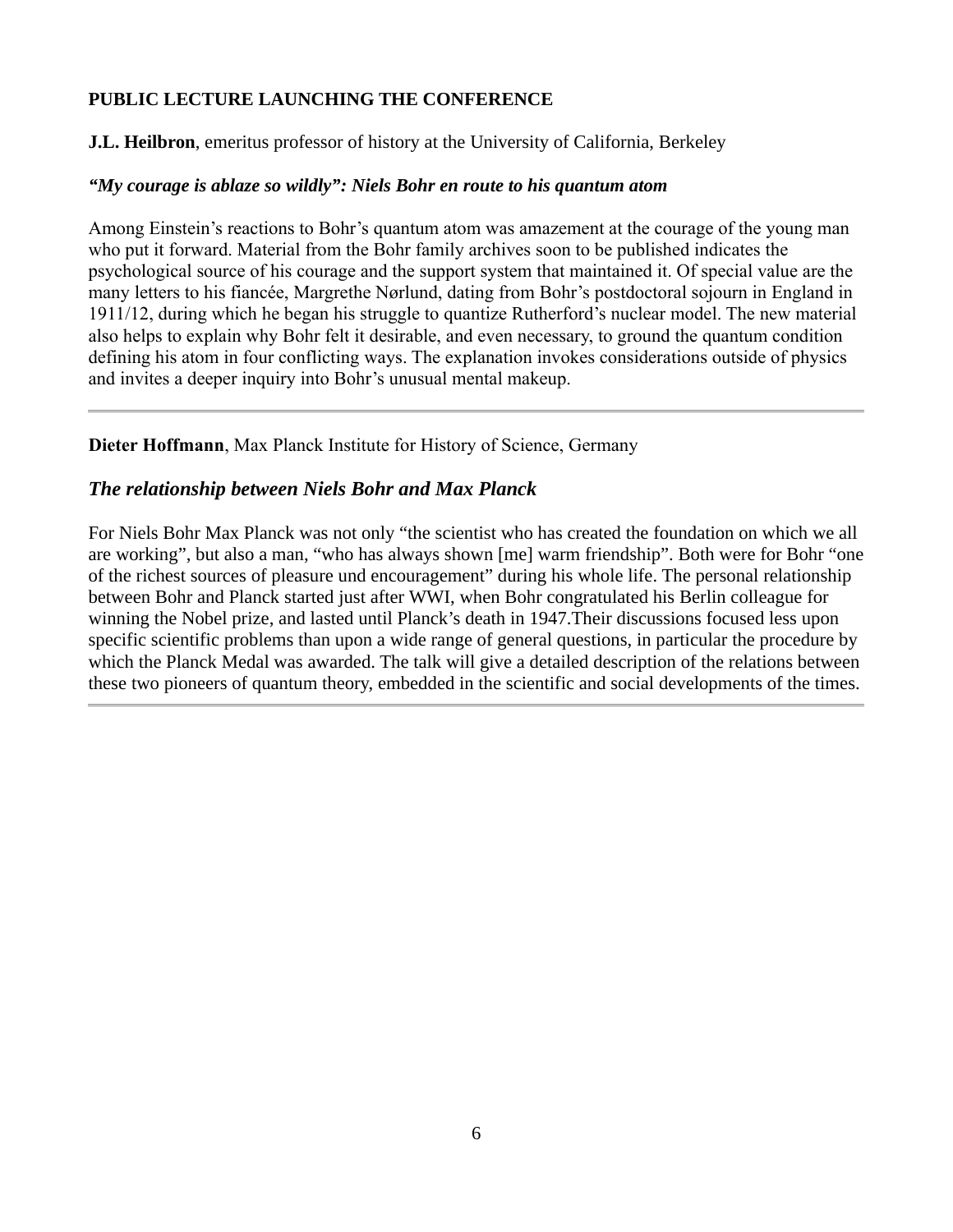## PUBLIC LECTURE LAUNCHING THE CONFERENCE

**J.L. Heilbron**, emeritus professor of history at the University of California, Berkeley

***"My courage is ablaze so wildly": Niels Bohr en route to his quantum atom***

Among Einstein's reactions to Bohr's quantum atom was amazement at the courage of the young man who put it forward. Material from the Bohr family archives soon to be published indicates the psychological source of his courage and the support system that maintained it. Of special value are the many letters to his fiancée, Margrethe Nørlund, dating from Bohr's postdoctoral sojourn in England in 1911/12, during which he began his struggle to quantize Rutherford's nuclear model. The new material also helps to explain why Bohr felt it desirable, and even necessary, to ground the quantum condition defining his atom in four conflicting ways. The explanation invokes considerations outside of physics and invites a deeper inquiry into Bohr's unusual mental makeup.

---

**Dieter Hoffmann**, Max Planck Institute for History of Science, Germany

### *The relationship between Niels Bohr and Max Planck*

For Niels Bohr Max Planck was not only "the scientist who has created the foundation on which we all are working", but also a man, "who has always shown [me] warm friendship". Both were for Bohr "one of the richest sources of pleasure und encouragement" during his whole life. The personal relationship between Bohr and Planck started just after WWI, when Bohr congratulated his Berlin colleague for winning the Nobel prize, and lasted until Planck's death in 1947.Their discussions focused less upon specific scientific problems than upon a wide range of general questions, in particular the procedure by which the Planck Medal was awarded. The talk will give a detailed description of the relations between these two pioneers of quantum theory, embedded in the scientific and social developments of the times.

---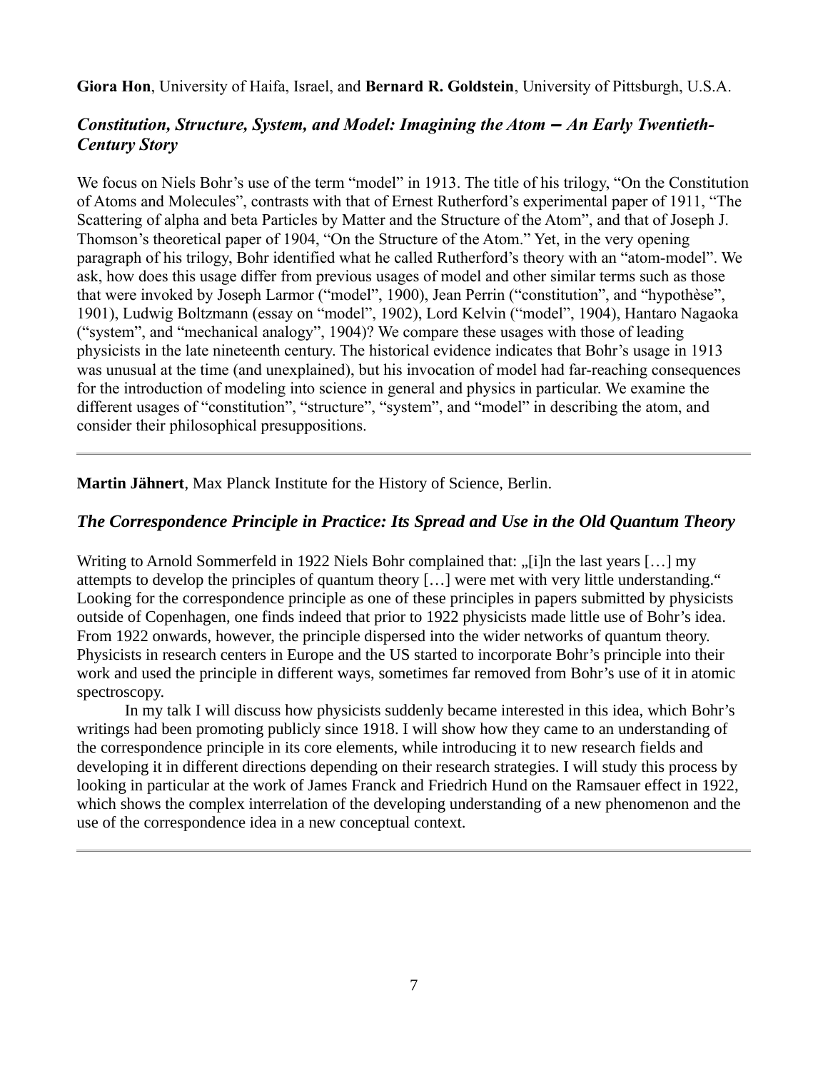**Giora Hon**, University of Haifa, Israel, and **Bernard R. Goldstein**, University of Pittsburgh, U.S.A.

## *Constitution, Structure, System, and Model: Imagining the Atom – An Early Twentieth-Century Story*

We focus on Niels Bohr's use of the term "model" in 1913. The title of his trilogy, "On the Constitution of Atoms and Molecules", contrasts with that of Ernest Rutherford's experimental paper of 1911, "The Scattering of alpha and beta Particles by Matter and the Structure of the Atom", and that of Joseph J. Thomson's theoretical paper of 1904, "On the Structure of the Atom." Yet, in the very opening paragraph of his trilogy, Bohr identified what he called Rutherford's theory with an "atom-model". We ask, how does this usage differ from previous usages of model and other similar terms such as those that were invoked by Joseph Larmor ("model", 1900), Jean Perrin ("constitution", and "hypothèse", 1901), Ludwig Boltzmann (essay on "model", 1902), Lord Kelvin ("model", 1904), Hantaro Nagaoka ("system", and "mechanical analogy", 1904)? We compare these usages with those of leading physicists in the late nineteenth century. The historical evidence indicates that Bohr's usage in 1913 was unusual at the time (and unexplained), but his invocation of model had far-reaching consequences for the introduction of modeling into science in general and physics in particular. We examine the different usages of "constitution", "structure", "system", and "model" in describing the atom, and consider their philosophical presuppositions.

---

**Martin Jähnert**, Max Planck Institute for the History of Science, Berlin.

## *The Correspondence Principle in Practice: Its Spread and Use in the Old Quantum Theory*

Writing to Arnold Sommerfeld in 1922 Niels Bohr complained that: „[i]n the last years […] my attempts to develop the principles of quantum theory […] were met with very little understanding." Looking for the correspondence principle as one of these principles in papers submitted by physicists outside of Copenhagen, one finds indeed that prior to 1922 physicists made little use of Bohr's idea. From 1922 onwards, however, the principle dispersed into the wider networks of quantum theory. Physicists in research centers in Europe and the US started to incorporate Bohr's principle into their work and used the principle in different ways, sometimes far removed from Bohr's use of it in atomic spectroscopy.

In my talk I will discuss how physicists suddenly became interested in this idea, which Bohr's writings had been promoting publicly since 1918. I will show how they came to an understanding of the correspondence principle in its core elements, while introducing it to new research fields and developing it in different directions depending on their research strategies. I will study this process by looking in particular at the work of James Franck and Friedrich Hund on the Ramsauer effect in 1922, which shows the complex interrelation of the developing understanding of a new phenomenon and the use of the correspondence idea in a new conceptual context.

---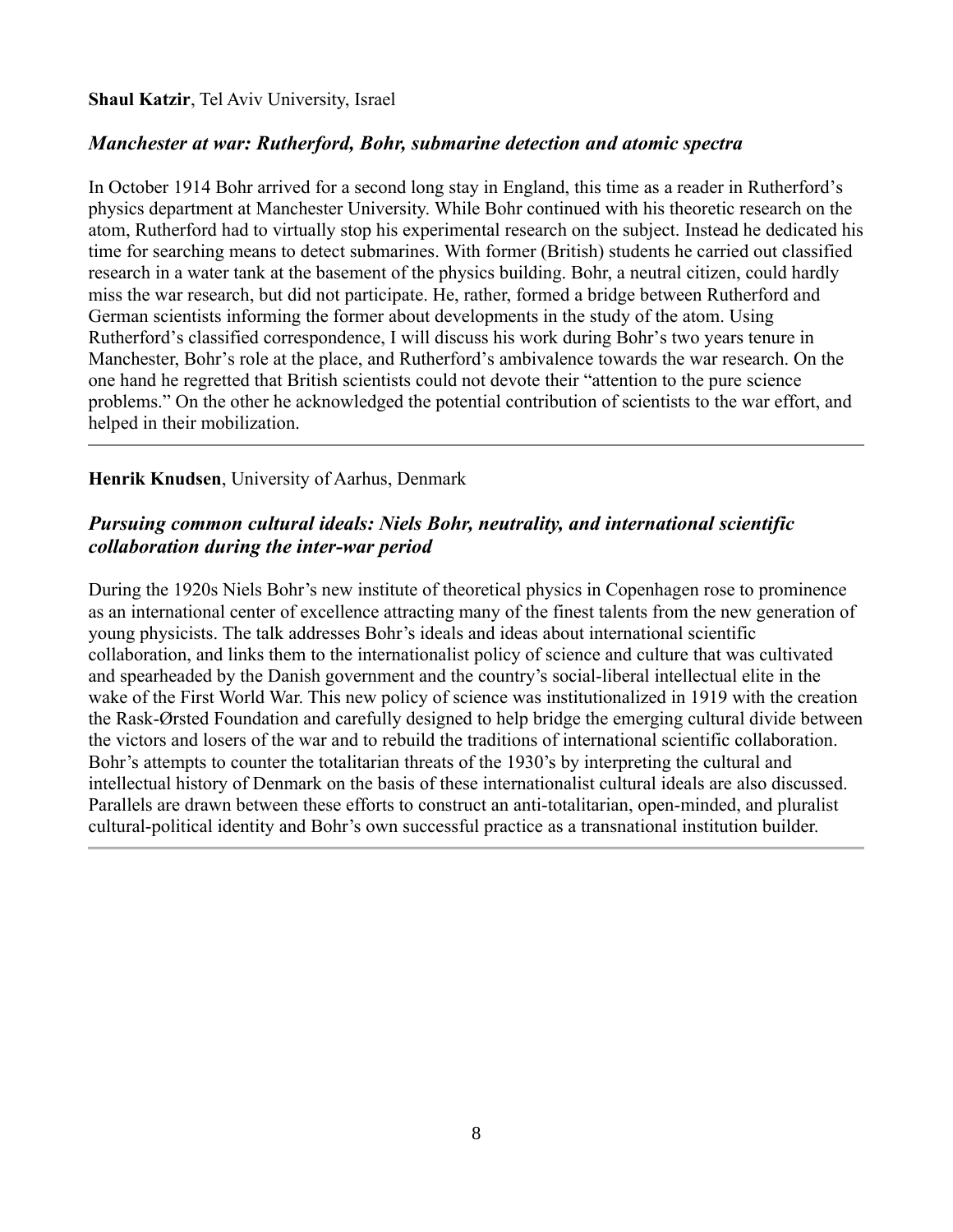**Shaul Katzir**, Tel Aviv University, Israel

### *Manchester at war: Rutherford, Bohr, submarine detection and atomic spectra*

In October 1914 Bohr arrived for a second long stay in England, this time as a reader in Rutherford's physics department at Manchester University. While Bohr continued with his theoretic research on the atom, Rutherford had to virtually stop his experimental research on the subject. Instead he dedicated his time for searching means to detect submarines. With former (British) students he carried out classified research in a water tank at the basement of the physics building. Bohr, a neutral citizen, could hardly miss the war research, but did not participate. He, rather, formed a bridge between Rutherford and German scientists informing the former about developments in the study of the atom. Using Rutherford's classified correspondence, I will discuss his work during Bohr's two years tenure in Manchester, Bohr's role at the place, and Rutherford's ambivalence towards the war research. On the one hand he regretted that British scientists could not devote their "attention to the pure science problems." On the other he acknowledged the potential contribution of scientists to the war effort, and helped in their mobilization.

---

**Henrik Knudsen**, University of Aarhus, Denmark

### *Pursuing common cultural ideals: Niels Bohr, neutrality, and international scientific collaboration during the inter-war period*

During the 1920s Niels Bohr's new institute of theoretical physics in Copenhagen rose to prominence as an international center of excellence attracting many of the finest talents from the new generation of young physicists. The talk addresses Bohr's ideals and ideas about international scientific collaboration, and links them to the internationalist policy of science and culture that was cultivated and spearheaded by the Danish government and the country's social-liberal intellectual elite in the wake of the First World War. This new policy of science was institutionalized in 1919 with the creation the Rask-Ørsted Foundation and carefully designed to help bridge the emerging cultural divide between the victors and losers of the war and to rebuild the traditions of international scientific collaboration. Bohr's attempts to counter the totalitarian threats of the 1930's by interpreting the cultural and intellectual history of Denmark on the basis of these internationalist cultural ideals are also discussed. Parallels are drawn between these efforts to construct an anti-totalitarian, open-minded, and pluralist cultural-political identity and Bohr's own successful practice as a transnational institution builder.

---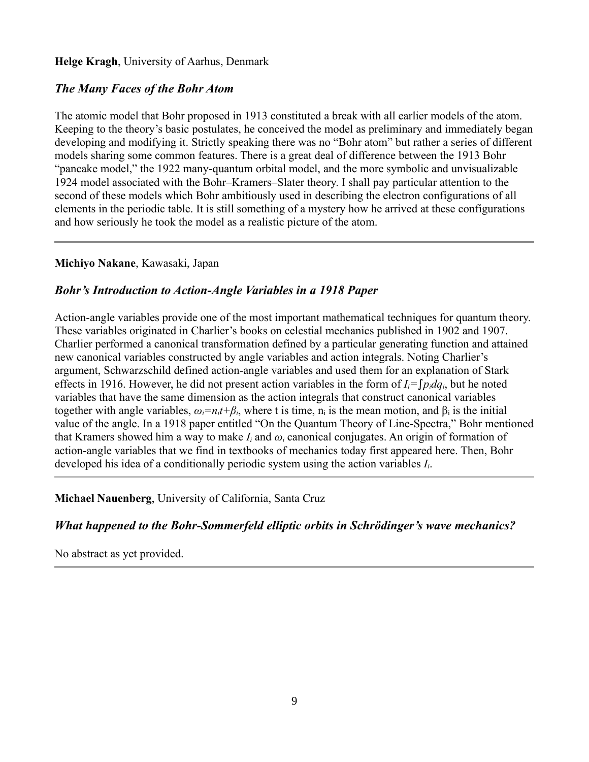**Helge Kragh**, University of Aarhus, Denmark

### *The Many Faces of the Bohr Atom*

The atomic model that Bohr proposed in 1913 constituted a break with all earlier models of the atom. Keeping to the theory's basic postulates, he conceived the model as preliminary and immediately began developing and modifying it. Strictly speaking there was no "Bohr atom" but rather a series of different models sharing some common features. There is a great deal of difference between the 1913 Bohr "pancake model," the 1922 many-quantum orbital model, and the more symbolic and unvisualizable 1924 model associated with the Bohr–Kramers–Slater theory. I shall pay particular attention to the second of these models which Bohr ambitiously used in describing the electron configurations of all elements in the periodic table. It is still something of a mystery how he arrived at these configurations and how seriously he took the model as a realistic picture of the atom.

---

**Michiyo Nakane**, Kawasaki, Japan

### *Bohr's Introduction to Action-Angle Variables in a 1918 Paper*

Action-angle variables provide one of the most important mathematical techniques for quantum theory. These variables originated in Charlier's books on celestial mechanics published in 1902 and 1907. Charlier performed a canonical transformation defined by a particular generating function and attained new canonical variables constructed by angle variables and action integrals. Noting Charlier's argument, Schwarzschild defined action-angle variables and used them for an explanation of Stark effects in 1916. However, he did not present action variables in the form of $I_i = \int p_i dq_i$, but he noted variables that have the same dimension as the action integrals that construct canonical variables together with angle variables, $\omega_i = n_i t + \beta_i$, where t is time, $n_i$ is the mean motion, and $\beta_i$ is the initial value of the angle. In a 1918 paper entitled "On the Quantum Theory of Line-Spectra," Bohr mentioned that Kramers showed him a way to make $I_i$ and $\omega_i$ canonical conjugates. An origin of formation of action-angle variables that we find in textbooks of mechanics today first appeared here. Then, Bohr developed his idea of a conditionally periodic system using the action variables $I_i$.

---

**Michael Nauenberg**, University of California, Santa Cruz

### *What happened to the Bohr-Sommerfeld elliptic orbits in Schrödinger's wave mechanics?*

No abstract as yet provided.

---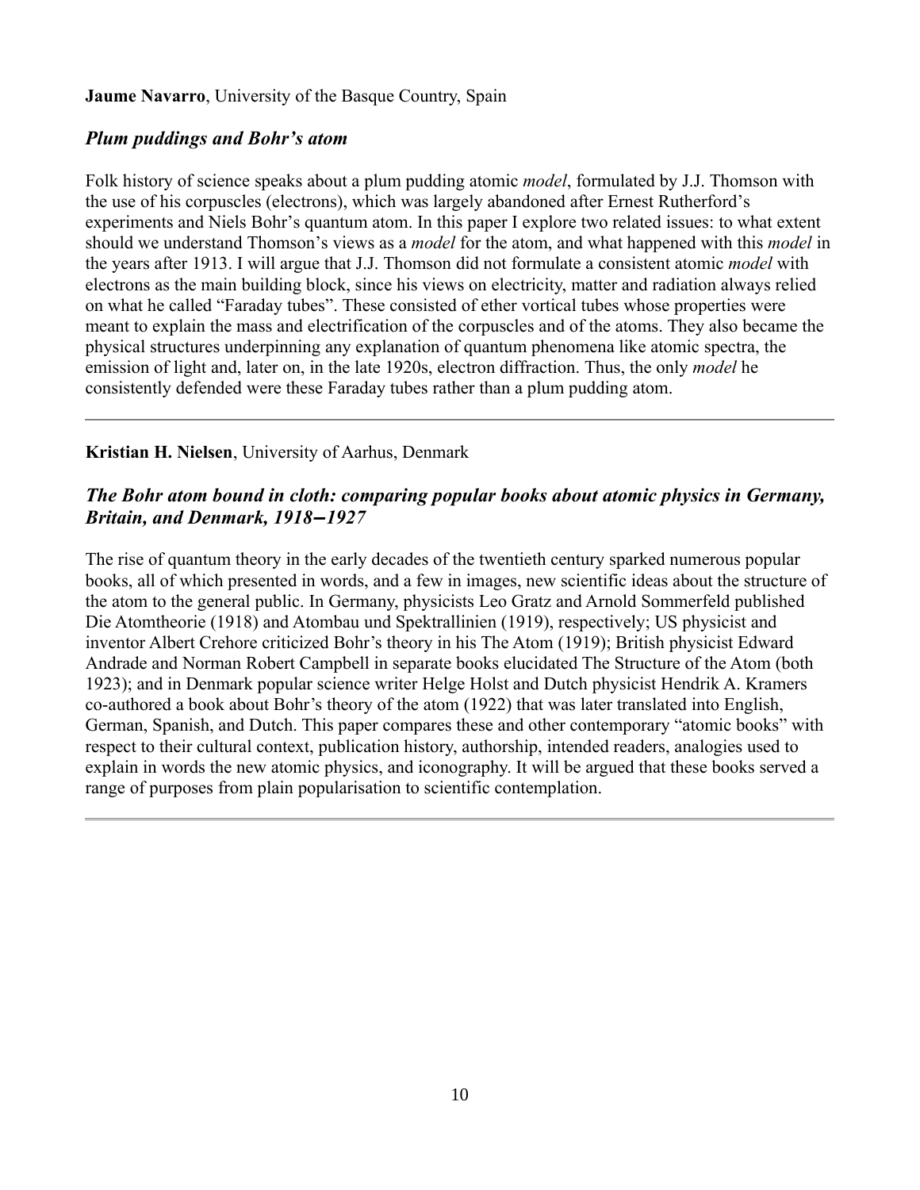**Jaume Navarro**, University of the Basque Country, Spain

### *Plum puddings and Bohr's atom*

Folk history of science speaks about a plum pudding atomic *model*, formulated by J.J. Thomson with the use of his corpuscles (electrons), which was largely abandoned after Ernest Rutherford's experiments and Niels Bohr's quantum atom. In this paper I explore two related issues: to what extent should we understand Thomson's views as a *model* for the atom, and what happened with this *model* in the years after 1913. I will argue that J.J. Thomson did not formulate a consistent atomic *model* with electrons as the main building block, since his views on electricity, matter and radiation always relied on what he called "Faraday tubes". These consisted of ether vortical tubes whose properties were meant to explain the mass and electrification of the corpuscles and of the atoms. They also became the physical structures underpinning any explanation of quantum phenomena like atomic spectra, the emission of light and, later on, in the late 1920s, electron diffraction. Thus, the only *model* he consistently defended were these Faraday tubes rather than a plum pudding atom.

---

**Kristian H. Nielsen**, University of Aarhus, Denmark

### *The Bohr atom bound in cloth: comparing popular books about atomic physics in Germany, Britain, and Denmark, 1918–1927*

The rise of quantum theory in the early decades of the twentieth century sparked numerous popular books, all of which presented in words, and a few in images, new scientific ideas about the structure of the atom to the general public. In Germany, physicists Leo Gratz and Arnold Sommerfeld published Die Atomtheorie (1918) and Atombau und Spektrallinien (1919), respectively; US physicist and inventor Albert Crehore criticized Bohr's theory in his The Atom (1919); British physicist Edward Andrade and Norman Robert Campbell in separate books elucidated The Structure of the Atom (both 1923); and in Denmark popular science writer Helge Holst and Dutch physicist Hendrik A. Kramers co-authored a book about Bohr's theory of the atom (1922) that was later translated into English, German, Spanish, and Dutch. This paper compares these and other contemporary "atomic books" with respect to their cultural context, publication history, authorship, intended readers, analogies used to explain in words the new atomic physics, and iconography. It will be argued that these books served a range of purposes from plain popularisation to scientific contemplation.

---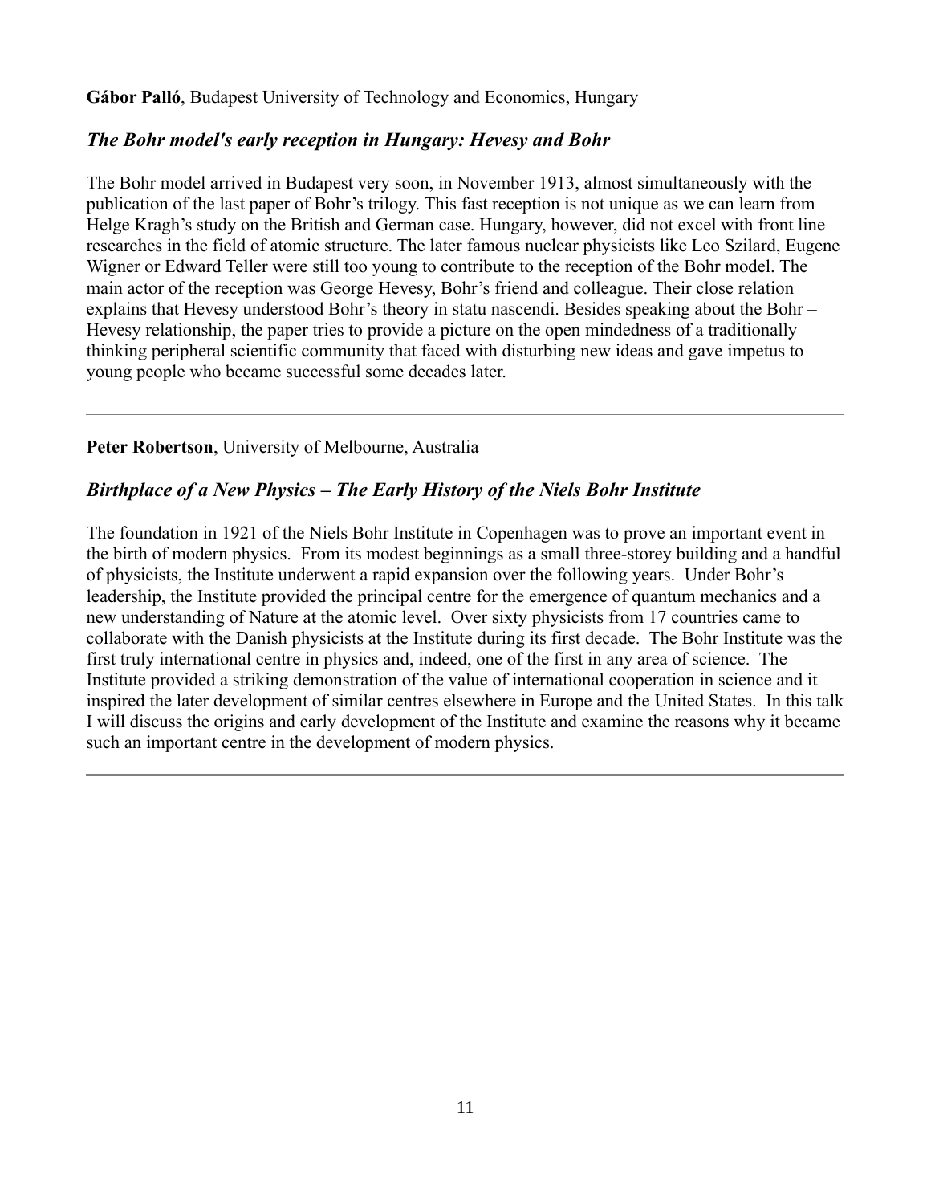**Gábor Palló**, Budapest University of Technology and Economics, Hungary

## *The Bohr model's early reception in Hungary: Hevesy and Bohr*

The Bohr model arrived in Budapest very soon, in November 1913, almost simultaneously with the publication of the last paper of Bohr's trilogy. This fast reception is not unique as we can learn from Helge Kragh's study on the British and German case. Hungary, however, did not excel with front line researches in the field of atomic structure. The later famous nuclear physicists like Leo Szilard, Eugene Wigner or Edward Teller were still too young to contribute to the reception of the Bohr model. The main actor of the reception was George Hevesy, Bohr's friend and colleague. Their close relation explains that Hevesy understood Bohr's theory in statu nascendi. Besides speaking about the Bohr – Hevesy relationship, the paper tries to provide a picture on the open mindedness of a traditionally thinking peripheral scientific community that faced with disturbing new ideas and gave impetus to young people who became successful some decades later.

---

**Peter Robertson**, University of Melbourne, Australia

## *Birthplace of a New Physics – The Early History of the Niels Bohr Institute*

The foundation in 1921 of the Niels Bohr Institute in Copenhagen was to prove an important event in the birth of modern physics. From its modest beginnings as a small three-storey building and a handful of physicists, the Institute underwent a rapid expansion over the following years. Under Bohr's leadership, the Institute provided the principal centre for the emergence of quantum mechanics and a new understanding of Nature at the atomic level. Over sixty physicists from 17 countries came to collaborate with the Danish physicists at the Institute during its first decade. The Bohr Institute was the first truly international centre in physics and, indeed, one of the first in any area of science. The Institute provided a striking demonstration of the value of international cooperation in science and it inspired the later development of similar centres elsewhere in Europe and the United States. In this talk I will discuss the origins and early development of the Institute and examine the reasons why it became such an important centre in the development of modern physics.

---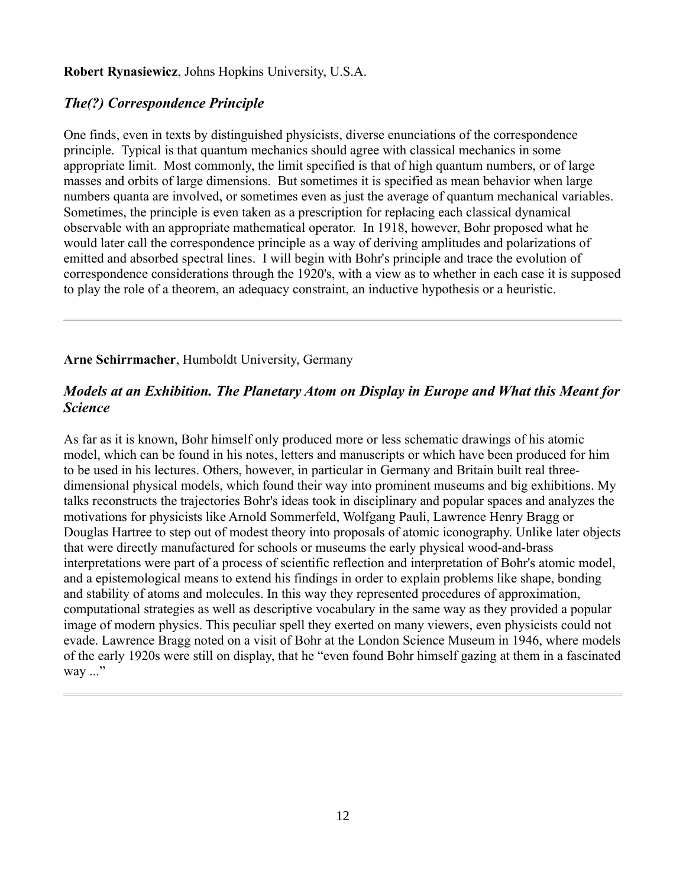**Robert Rynasiewicz**, Johns Hopkins University, U.S.A.

### *The(?) Correspondence Principle*

One finds, even in texts by distinguished physicists, diverse enunciations of the correspondence principle. Typical is that quantum mechanics should agree with classical mechanics in some appropriate limit. Most commonly, the limit specified is that of high quantum numbers, or of large masses and orbits of large dimensions. But sometimes it is specified as mean behavior when large numbers quanta are involved, or sometimes even as just the average of quantum mechanical variables. Sometimes, the principle is even taken as a prescription for replacing each classical dynamical observable with an appropriate mathematical operator. In 1918, however, Bohr proposed what he would later call the correspondence principle as a way of deriving amplitudes and polarizations of emitted and absorbed spectral lines. I will begin with Bohr's principle and trace the evolution of correspondence considerations through the 1920's, with a view as to whether in each case it is supposed to play the role of a theorem, an adequacy constraint, an inductive hypothesis or a heuristic.

---

**Arne Schirrmacher**, Humboldt University, Germany

### *Models at an Exhibition. The Planetary Atom on Display in Europe and What this Meant for Science*

As far as it is known, Bohr himself only produced more or less schematic drawings of his atomic model, which can be found in his notes, letters and manuscripts or which have been produced for him to be used in his lectures. Others, however, in particular in Germany and Britain built real three-dimensional physical models, which found their way into prominent museums and big exhibitions. My talks reconstructs the trajectories Bohr's ideas took in disciplinary and popular spaces and analyzes the motivations for physicists like Arnold Sommerfeld, Wolfgang Pauli, Lawrence Henry Bragg or Douglas Hartree to step out of modest theory into proposals of atomic iconography. Unlike later objects that were directly manufactured for schools or museums the early physical wood-and-brass interpretations were part of a process of scientific reflection and interpretation of Bohr's atomic model, and a epistemological means to extend his findings in order to explain problems like shape, bonding and stability of atoms and molecules. In this way they represented procedures of approximation, computational strategies as well as descriptive vocabulary in the same way as they provided a popular image of modern physics. This peculiar spell they exerted on many viewers, even physicists could not evade. Lawrence Bragg noted on a visit of Bohr at the London Science Museum in 1946, where models of the early 1920s were still on display, that he "even found Bohr himself gazing at them in a fascinated way ..."

---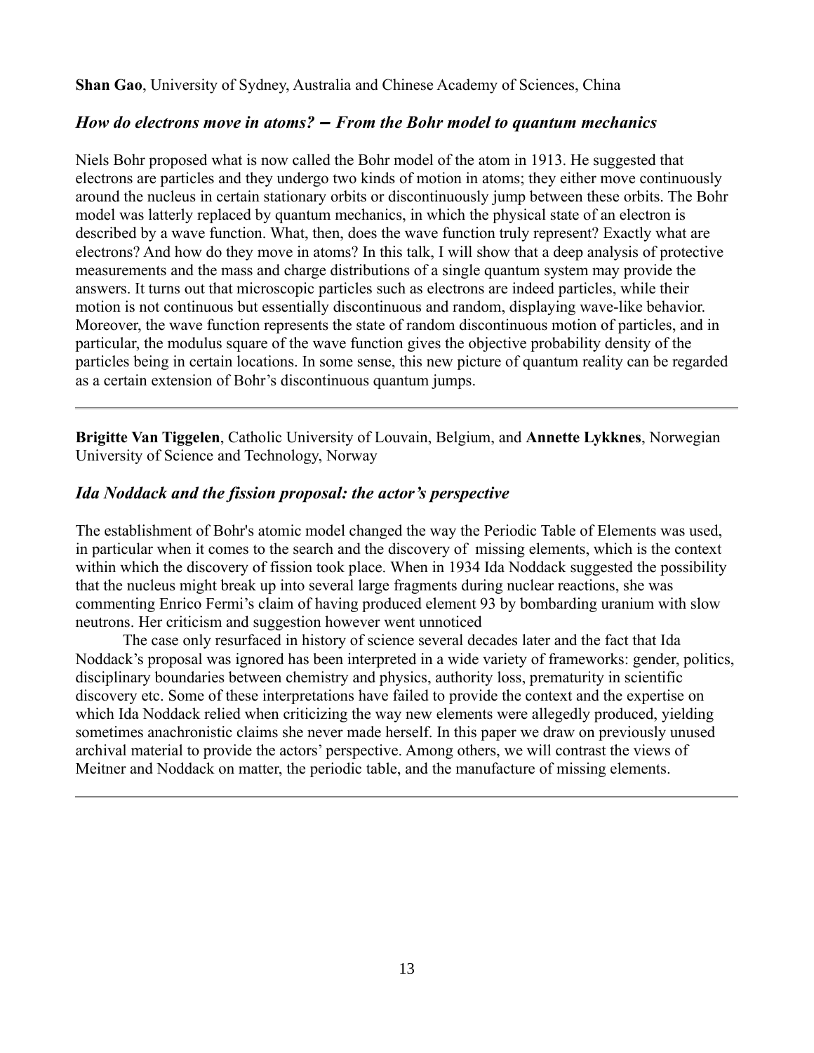**Shan Gao**, University of Sydney, Australia and Chinese Academy of Sciences, China

### *How do electrons move in atoms? – From the Bohr model to quantum mechanics*

Niels Bohr proposed what is now called the Bohr model of the atom in 1913. He suggested that electrons are particles and they undergo two kinds of motion in atoms; they either move continuously around the nucleus in certain stationary orbits or discontinuously jump between these orbits. The Bohr model was latterly replaced by quantum mechanics, in which the physical state of an electron is described by a wave function. What, then, does the wave function truly represent? Exactly what are electrons? And how do they move in atoms? In this talk, I will show that a deep analysis of protective measurements and the mass and charge distributions of a single quantum system may provide the answers. It turns out that microscopic particles such as electrons are indeed particles, while their motion is not continuous but essentially discontinuous and random, displaying wave-like behavior. Moreover, the wave function represents the state of random discontinuous motion of particles, and in particular, the modulus square of the wave function gives the objective probability density of the particles being in certain locations. In some sense, this new picture of quantum reality can be regarded as a certain extension of Bohr's discontinuous quantum jumps.

---

**Brigitte Van Tiggelen**, Catholic University of Louvain, Belgium, and **Annette Lykknes**, Norwegian University of Science and Technology, Norway

### *Ida Noddack and the fission proposal: the actor's perspective*

The establishment of Bohr's atomic model changed the way the Periodic Table of Elements was used, in particular when it comes to the search and the discovery of missing elements, which is the context within which the discovery of fission took place. When in 1934 Ida Noddack suggested the possibility that the nucleus might break up into several large fragments during nuclear reactions, she was commenting Enrico Fermi's claim of having produced element 93 by bombarding uranium with slow neutrons. Her criticism and suggestion however went unnoticed

The case only resurfaced in history of science several decades later and the fact that Ida Noddack's proposal was ignored has been interpreted in a wide variety of frameworks: gender, politics, disciplinary boundaries between chemistry and physics, authority loss, prematurity in scientific discovery etc. Some of these interpretations have failed to provide the context and the expertise on which Ida Noddack relied when criticizing the way new elements were allegedly produced, yielding sometimes anachronistic claims she never made herself. In this paper we draw on previously unused archival material to provide the actors' perspective. Among others, we will contrast the views of Meitner and Noddack on matter, the periodic table, and the manufacture of missing elements.

---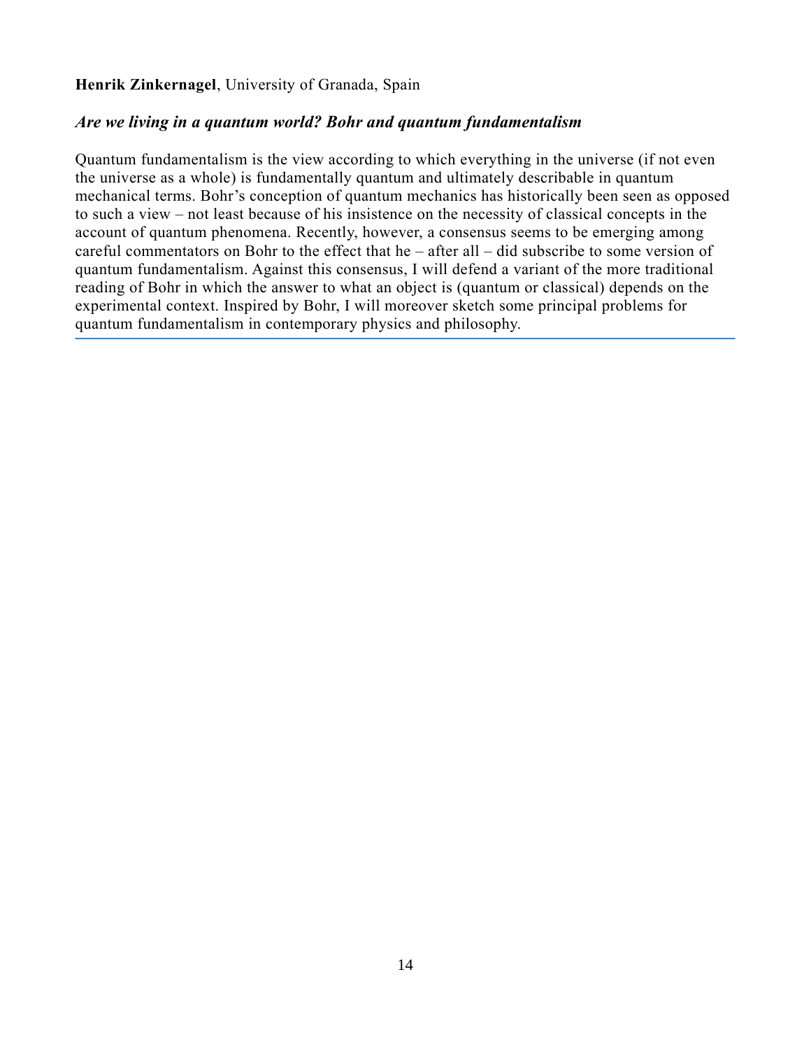**Henrik Zinkernagel**, University of Granada, Spain

***Are we living in a quantum world? Bohr and quantum fundamentalism***

Quantum fundamentalism is the view according to which everything in the universe (if not even the universe as a whole) is fundamentally quantum and ultimately describable in quantum mechanical terms. Bohr's conception of quantum mechanics has historically been seen as opposed to such a view – not least because of his insistence on the necessity of classical concepts in the account of quantum phenomena. Recently, however, a consensus seems to be emerging among careful commentators on Bohr to the effect that he – after all – did subscribe to some version of quantum fundamentalism. Against this consensus, I will defend a variant of the more traditional reading of Bohr in which the answer to what an object is (quantum or classical) depends on the experimental context. Inspired by Bohr, I will moreover sketch some principal problems for quantum fundamentalism in contemporary physics and philosophy.